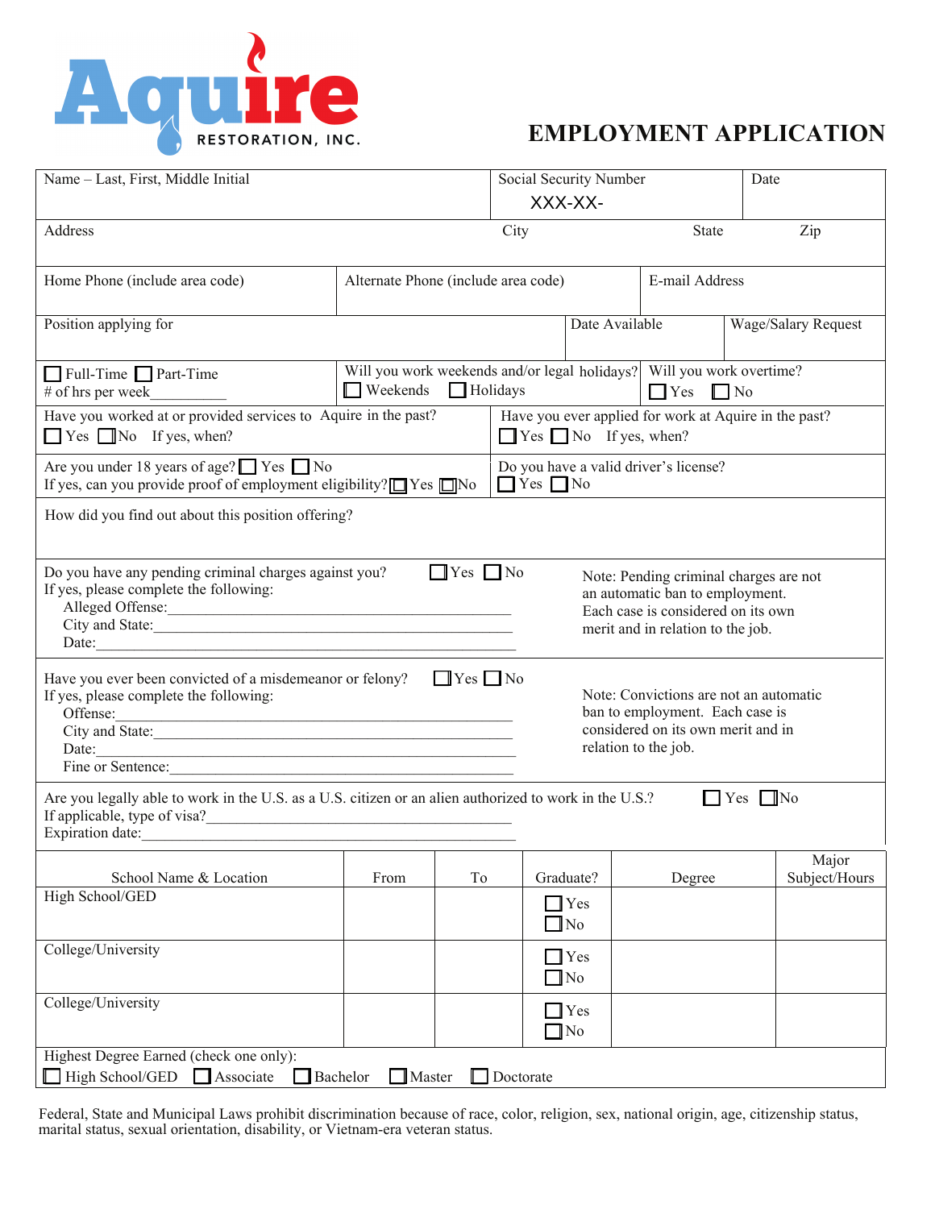Aquire RESTORATION, INC.

# EMPLOYMENT APPLICATION

| Name – Last, First, Middle Initial | Social Security Number XXX-XX- | Date |
|---|---|---|

| Address | City | State | Zip |
|---|---|---|---|

| Home Phone (include area code) | Alternate Phone (include area code) | E-mail Address |
|---|---|---|

| Position applying for | Date Available | Wage/Salary Request |
|---|---|---|

| ☐ Full-Time ☐ Part-Time # of hrs per week__________ | Will you work weekends and/or legal holidays? ☐ Weekends ☐ Holidays | Will you work overtime? ☐ Yes ☐ No |
|---|---|---|

| Have you worked at or provided services to Aquire in the past? ☐ Yes ☐ No If yes, when? | Have you ever applied for work at Aquire in the past? ☐ Yes ☐ No If yes, when? |
|---|---|
| Are you under 18 years of age? ☐ Yes ☐ No If yes, can you provide proof of employment eligibility? ☐ Yes ☐ No | Do you have a valid driver's license? ☐ Yes ☐ No |

How did you find out about this position offering?

Do you have any pending criminal charges against you? ☐ Yes ☐ No
If yes, please complete the following:
Alleged Offense:_______________________________________________
City and State:_________________________________________________
Date:_________________________________________________________

Note: Pending criminal charges are not an automatic ban to employment. Each case is considered on its own merit and in relation to the job.

Have you ever been convicted of a misdemeanor or felony? ☐ Yes ☐ No
If yes, please complete the following:
Offense:_______________________________________________________
City and State:_________________________________________________
Date:_________________________________________________________
Fine or Sentence:_______________________________________________

Note: Convictions are not an automatic ban to employment. Each case is considered on its own merit and in relation to the job.

Are you legally able to work in the U.S. as a U.S. citizen or an alien authorized to work in the U.S.? ☐ Yes ☐ No
If applicable, type of visa?_________________________________________
Expiration date:___________________________________________________

| School Name & Location | From | To | Graduate? | Degree | Major Subject/Hours |
|---|---|---|---|---|---|
| High School/GED | | | ☐ Yes ☐ No | | |
| College/University | | | ☐ Yes ☐ No | | |
| College/University | | | ☐ Yes ☐ No | | |

Highest Degree Earned (check one only):
☐ High School/GED ☐ Associate ☐ Bachelor ☐ Master ☐ Doctorate

Federal, State and Municipal Laws prohibit discrimination because of race, color, religion, sex, national origin, age, citizenship status, marital status, sexual orientation, disability, or Vietnam-era veteran status.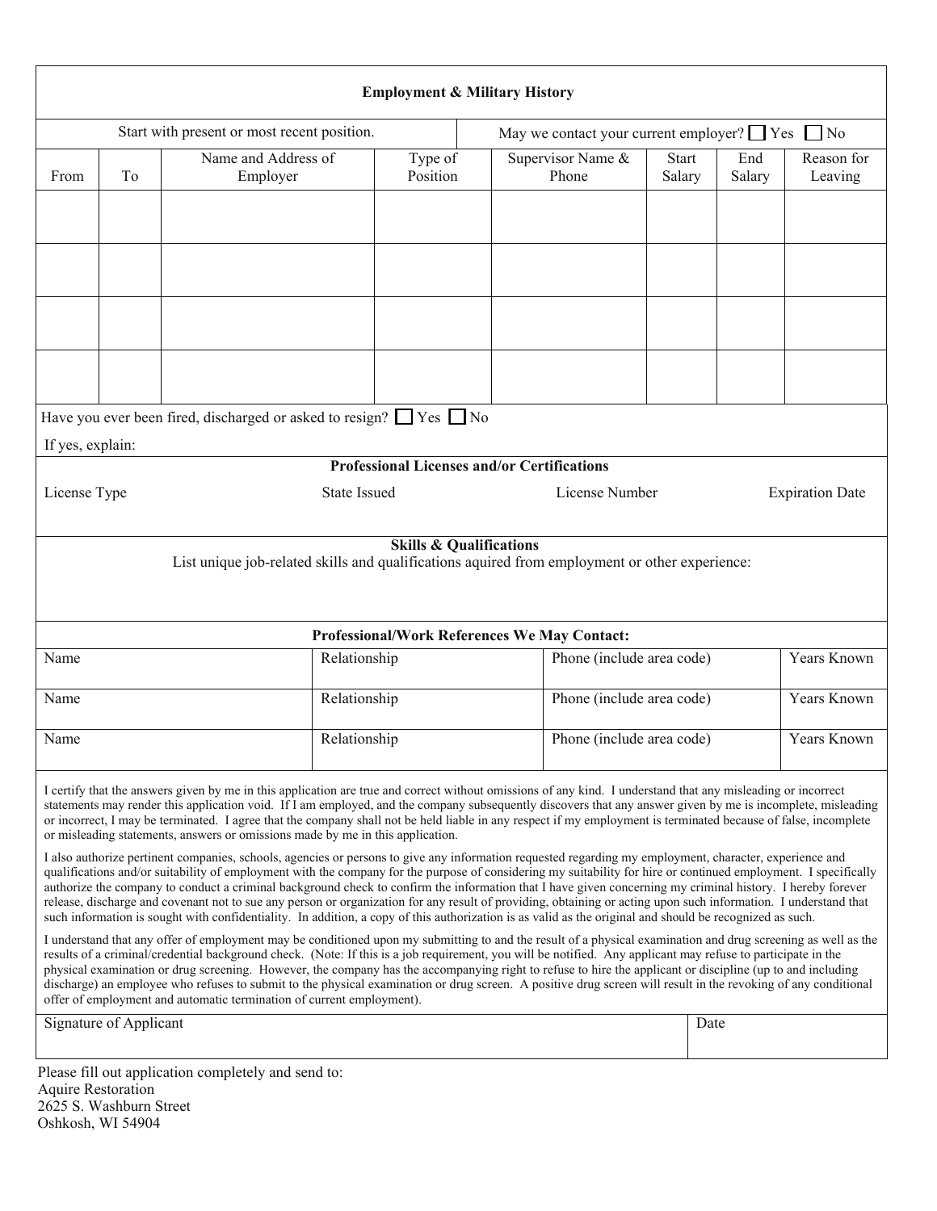## Employment & Military History

Start with present or most recent position. May we contact your current employer? ☐ Yes ☐ No

| From | To | Name and Address of Employer | Type of Position | Supervisor Name & Phone | Start Salary | End Salary | Reason for Leaving |
|---|---|---|---|---|---|---|---|
| | | | | | | | |
| | | | | | | | |
| | | | | | | | |
| | | | | | | | |

Have you ever been fired, discharged or asked to resign? ☐ Yes ☐ No

If yes, explain:

### Professional Licenses and/or Certifications

| License Type | State Issued | License Number | Expiration Date |
|---|---|---|---|
| | | | |

### Skills & Qualifications

List unique job-related skills and qualifications aquired from employment or other experience:

### Professional/Work References We May Contact:

| Name | Relationship | Phone (include area code) | Years Known |
|---|---|---|---|
| Name | Relationship | Phone (include area code) | Years Known |
| Name | Relationship | Phone (include area code) | Years Known |

I certify that the answers given by me in this application are true and correct without omissions of any kind. I understand that any misleading or incorrect statements may render this application void. If I am employed, and the company subsequently discovers that any answer given by me is incomplete, misleading or incorrect, I may be terminated. I agree that the company shall not be held liable in any respect if my employment is terminated because of false, incomplete or misleading statements, answers or omissions made by me in this application.

I also authorize pertinent companies, schools, agencies or persons to give any information requested regarding my employment, character, experience and qualifications and/or suitability of employment with the company for the purpose of considering my suitability for hire or continued employment. I specifically authorize the company to conduct a criminal background check to confirm the information that I have given concerning my criminal history. I hereby forever release, discharge and covenant not to sue any person or organization for any result of providing, obtaining or acting upon such information. I understand that such information is sought with confidentiality. In addition, a copy of this authorization is as valid as the original and should be recognized as such.

I understand that any offer of employment may be conditioned upon my submitting to and the result of a physical examination and drug screening as well as the results of a criminal/credential background check. (Note: If this is a job requirement, you will be notified. Any applicant may refuse to participate in the physical examination or drug screening. However, the company has the accompanying right to refuse to hire the applicant or discipline (up to and including discharge) an employee who refuses to submit to the physical examination or drug screen. A positive drug screen will result in the revoking of any conditional offer of employment and automatic termination of current employment).

| Signature of Applicant | Date |
|---|---|
| | |

Please fill out application completely and send to:
Aquire Restoration
2625 S. Washburn Street
Oshkosh, WI 54904